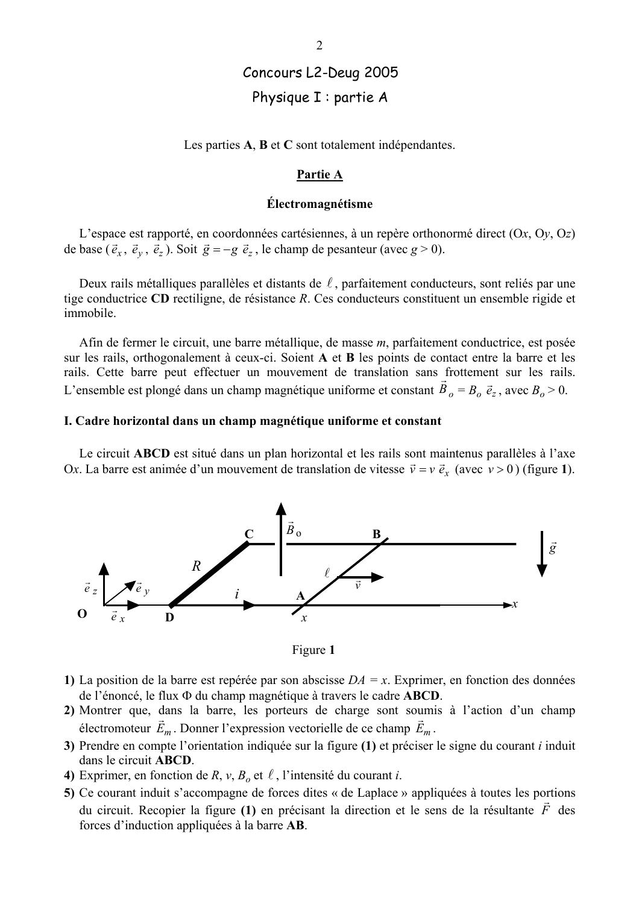Concours L2-Deug 2005

Physique I : partie A

Les parties **A**, **B** et **C** sont totalement indépendantes.

## Partie A

### Électromagnétisme

L'espace est rapporté, en coordonnées cartésiennes, à un repère orthonormé direct (O$x$, O$y$, O$z$) de base ($\vec{e}_x$, $\vec{e}_y$, $\vec{e}_z$). Soit $\vec{g} = -g\,\vec{e}_z$, le champ de pesanteur (avec $g > 0$).

Deux rails métalliques parallèles et distants de $\ell$, parfaitement conducteurs, sont reliés par une tige conductrice **CD** rectiligne, de résistance $R$. Ces conducteurs constituent un ensemble rigide et immobile.

Afin de fermer le circuit, une barre métallique, de masse $m$, parfaitement conductrice, est posée sur les rails, orthogonalement à ceux-ci. Soient **A** et **B** les points de contact entre la barre et les rails. Cette barre peut effectuer un mouvement de translation sans frottement sur les rails. L'ensemble est plongé dans un champ magnétique uniforme et constant $\vec{B}_o = B_o\,\vec{e}_z$, avec $B_o > 0$.

### I. Cadre horizontal dans un champ magnétique uniforme et constant

Le circuit **ABCD** est situé dans un plan horizontal et les rails sont maintenus parallèles à l'axe O$x$. La barre est animée d'un mouvement de translation de vitesse $\vec{v} = v\,\vec{e}_x$ (avec $v > 0$) (figure **1**).

Figure **1**

1) La position de la barre est repérée par son abscisse $DA = x$. Exprimer, en fonction des données de l'énoncé, le flux $\Phi$ du champ magnétique à travers le cadre **ABCD**.
2) Montrer que, dans la barre, les porteurs de charge sont soumis à l'action d'un champ électromoteur $\vec{E}_m$. Donner l'expression vectorielle de ce champ $\vec{E}_m$.
3) Prendre en compte l'orientation indiquée sur la figure **(1)** et préciser le signe du courant $i$ induit dans le circuit **ABCD**.
4) Exprimer, en fonction de $R$, $v$, $B_o$ et $\ell$, l'intensité du courant $i$.
5) Ce courant induit s'accompagne de forces dites « de Laplace » appliquées à toutes les portions du circuit. Recopier la figure **(1)** en précisant la direction et le sens de la résultante $\vec{F}$ des forces d'induction appliquées à la barre **AB**.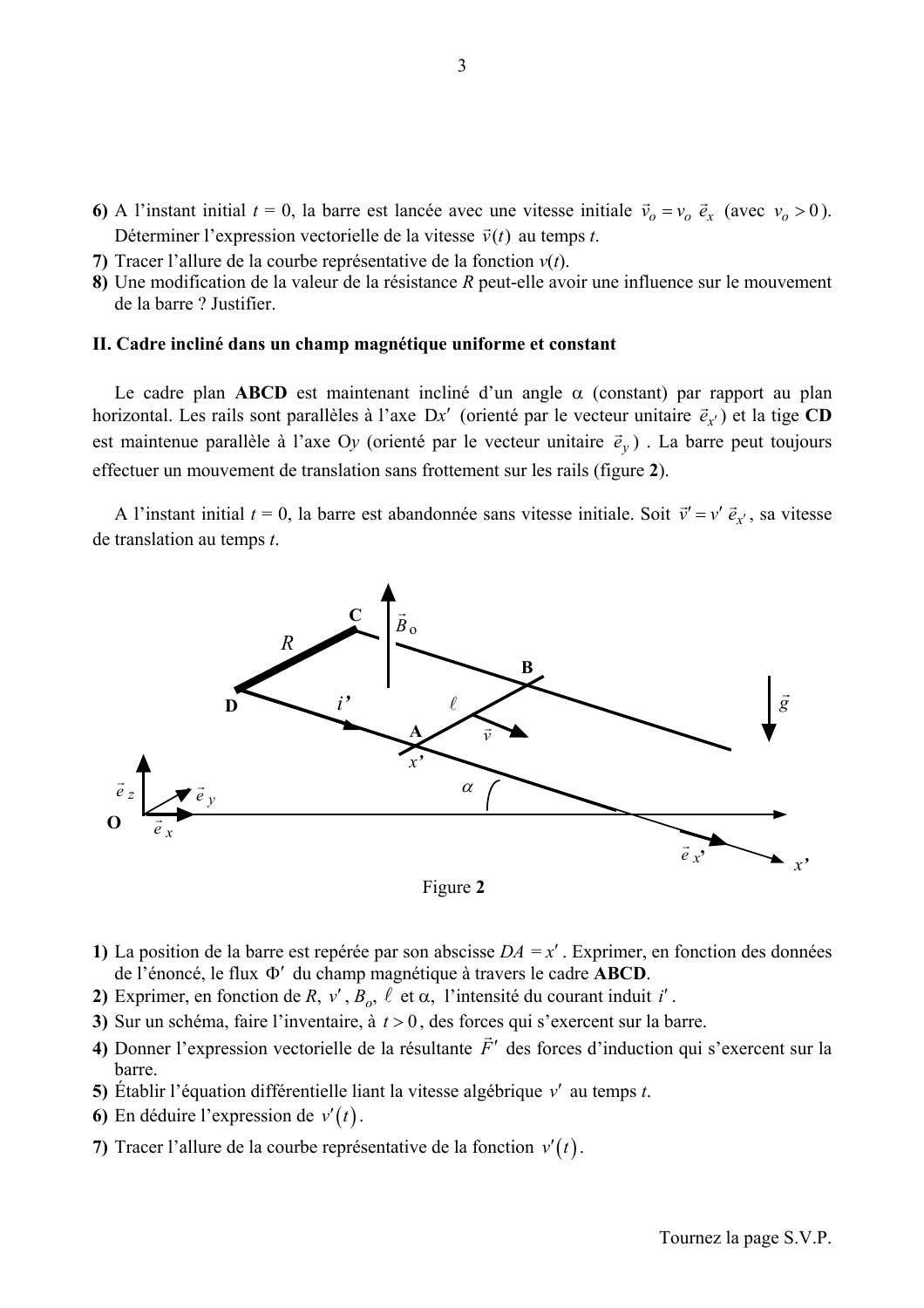**6)** A l'instant initial $t$ = 0, la barre est lancée avec une vitesse initiale $\vec{v}_o = v_o\ \vec{e}_x$ (avec $v_o > 0$). Déterminer l'expression vectorielle de la vitesse $\vec{v}(t)$ au temps $t$.

**7)** Tracer l'allure de la courbe représentative de la fonction $v(t)$.

**8)** Une modification de la valeur de la résistance $R$ peut-elle avoir une influence sur le mouvement de la barre ? Justifier.

**II. Cadre incliné dans un champ magnétique uniforme et constant**

Le cadre plan **ABCD** est maintenant incliné d'un angle $\alpha$ (constant) par rapport au plan horizontal. Les rails sont parallèles à l'axe D$x'$ (orienté par le vecteur unitaire $\vec{e}_{x'}$) et la tige **CD** est maintenue parallèle à l'axe O$y$ (orienté par le vecteur unitaire $\vec{e}_y$). La barre peut toujours effectuer un mouvement de translation sans frottement sur les rails (figure **2**).

A l'instant initial $t$ = 0, la barre est abandonnée sans vitesse initiale. Soit $\vec{v}' = v'\ \vec{e}_{x'}$, sa vitesse de translation au temps $t$.

C
$\vec{B}_o$
$R$
B
D
$i'$
$\ell$
$\vec{g}$
A
$\vec{v}$
$x'$
$\vec{e}_z$
$\vec{e}_y$
$\alpha$
O
$\vec{e}_x$
$\vec{e}_{x'}$
$x'$

Figure **2**

**1)** La position de la barre est repérée par son abscisse $DA = x'$. Exprimer, en fonction des données de l'énoncé, le flux $\Phi'$ du champ magnétique à travers le cadre **ABCD**.

**2)** Exprimer, en fonction de $R$, $v'$, $B_o$, $\ell$ et $\alpha$, l'intensité du courant induit $i'$.

**3)** Sur un schéma, faire l'inventaire, à $t > 0$, des forces qui s'exercent sur la barre.

**4)** Donner l'expression vectorielle de la résultante $\vec{F}'$ des forces d'induction qui s'exercent sur la barre.

**5)** Établir l'équation différentielle liant la vitesse algébrique $v'$ au temps $t$.

**6)** En déduire l'expression de $v'(t)$.

**7)** Tracer l'allure de la courbe représentative de la fonction $v'(t)$.

Tournez la page S.V.P.